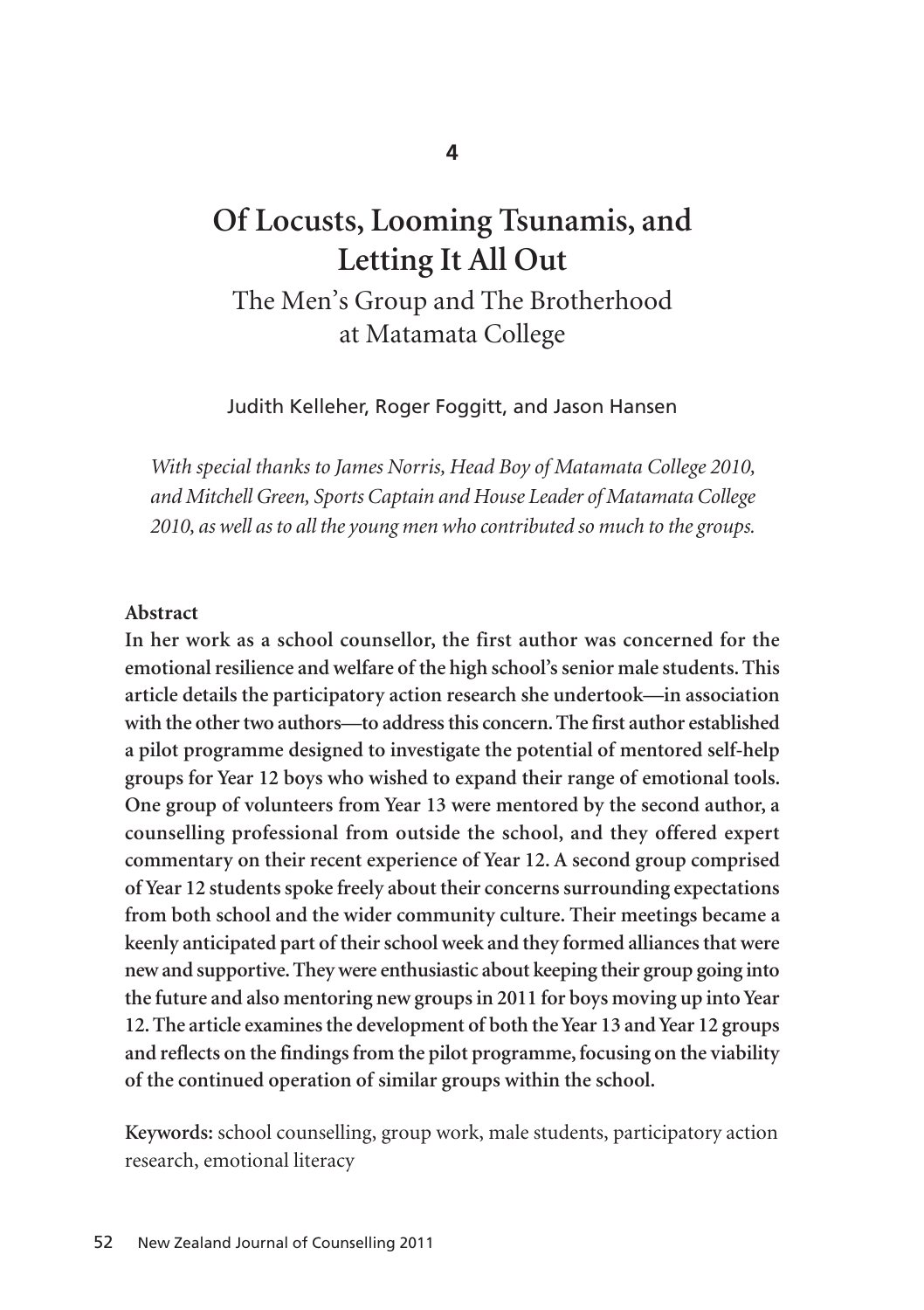# Of Locusts, Looming Tsunamis, and Letting It All Out

## The Men's Group and The Brotherhood at Matamata College

Judith Kelleher, Roger Foggitt, and Jason Hansen

*With special thanks to James Norris, Head Boy of Matamata College 2010, and Mitchell Green, Sports Captain and House Leader of Matamata College 2010, as well as to all the young men who contributed so much to the groups.*

**Abstract**

**In her work as a school counsellor, the first author was concerned for the emotional resilience and welfare of the high school's senior male students. This article details the participatory action research she undertook—in association with the other two authors—to address this concern. The first author established a pilot programme designed to investigate the potential of mentored self-help groups for Year 12 boys who wished to expand their range of emotional tools. One group of volunteers from Year 13 were mentored by the second author, a counselling professional from outside the school, and they offered expert commentary on their recent experience of Year 12. A second group comprised of Year 12 students spoke freely about their concerns surrounding expectations from both school and the wider community culture. Their meetings became a keenly anticipated part of their school week and they formed alliances that were new and supportive. They were enthusiastic about keeping their group going into the future and also mentoring new groups in 2011 for boys moving up into Year 12. The article examines the development of both the Year 13 and Year 12 groups and reflects on the findings from the pilot programme, focusing on the viability of the continued operation of similar groups within the school.**

**Keywords:** school counselling, group work, male students, participatory action research, emotional literacy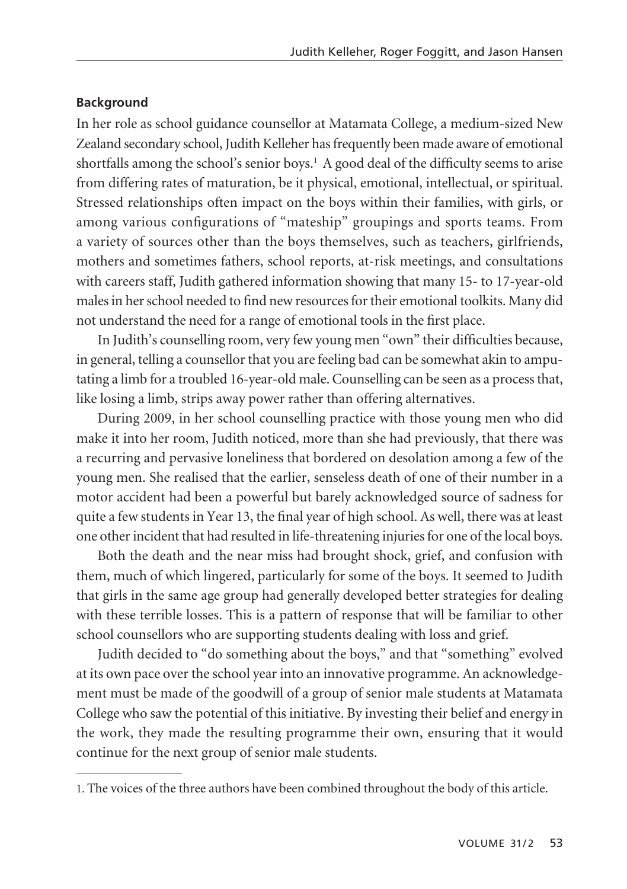**Background**

In her role as school guidance counsellor at Matamata College, a medium-sized New Zealand secondary school, Judith Kelleher has frequently been made aware of emotional shortfalls among the school's senior boys.[1] A good deal of the difficulty seems to arise from differing rates of maturation, be it physical, emotional, intellectual, or spiritual. Stressed relationships often impact on the boys within their families, with girls, or among various configurations of "mateship" groupings and sports teams. From a variety of sources other than the boys themselves, such as teachers, girlfriends, mothers and sometimes fathers, school reports, at-risk meetings, and consultations with careers staff, Judith gathered information showing that many 15- to 17-year-old males in her school needed to find new resources for their emotional toolkits. Many did not understand the need for a range of emotional tools in the first place.

In Judith's counselling room, very few young men "own" their difficulties because, in general, telling a counsellor that you are feeling bad can be somewhat akin to amputating a limb for a troubled 16-year-old male. Counselling can be seen as a process that, like losing a limb, strips away power rather than offering alternatives.

During 2009, in her school counselling practice with those young men who did make it into her room, Judith noticed, more than she had previously, that there was a recurring and pervasive loneliness that bordered on desolation among a few of the young men. She realised that the earlier, senseless death of one of their number in a motor accident had been a powerful but barely acknowledged source of sadness for quite a few students in Year 13, the final year of high school. As well, there was at least one other incident that had resulted in life-threatening injuries for one of the local boys.

Both the death and the near miss had brought shock, grief, and confusion with them, much of which lingered, particularly for some of the boys. It seemed to Judith that girls in the same age group had generally developed better strategies for dealing with these terrible losses. This is a pattern of response that will be familiar to other school counsellors who are supporting students dealing with loss and grief.

Judith decided to "do something about the boys," and that "something" evolved at its own pace over the school year into an innovative programme. An acknowledgement must be made of the goodwill of a group of senior male students at Matamata College who saw the potential of this initiative. By investing their belief and energy in the work, they made the resulting programme their own, ensuring that it would continue for the next group of senior male students.

---

1. The voices of the three authors have been combined throughout the body of this article.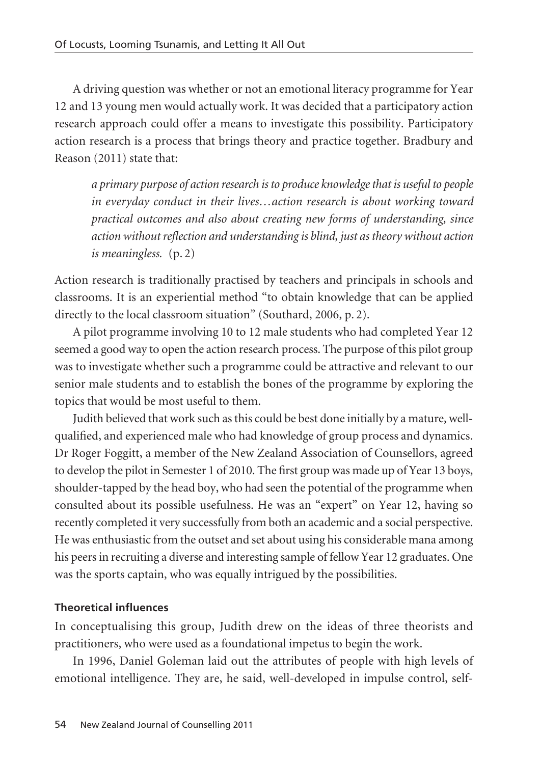A driving question was whether or not an emotional literacy programme for Year 12 and 13 young men would actually work. It was decided that a participatory action research approach could offer a means to investigate this possibility. Participatory action research is a process that brings theory and practice together. Bradbury and Reason (2011) state that:

> *a primary purpose of action research is to produce knowledge that is useful to people in everyday conduct in their lives…action research is about working toward practical outcomes and also about creating new forms of understanding, since action without reflection and understanding is blind, just as theory without action is meaningless.* (p. 2)

Action research is traditionally practised by teachers and principals in schools and classrooms. It is an experiential method "to obtain knowledge that can be applied directly to the local classroom situation" (Southard, 2006, p. 2).

A pilot programme involving 10 to 12 male students who had completed Year 12 seemed a good way to open the action research process. The purpose of this pilot group was to investigate whether such a programme could be attractive and relevant to our senior male students and to establish the bones of the programme by exploring the topics that would be most useful to them.

Judith believed that work such as this could be best done initially by a mature, well-qualified, and experienced male who had knowledge of group process and dynamics. Dr Roger Foggitt, a member of the New Zealand Association of Counsellors, agreed to develop the pilot in Semester 1 of 2010. The first group was made up of Year 13 boys, shoulder-tapped by the head boy, who had seen the potential of the programme when consulted about its possible usefulness. He was an "expert" on Year 12, having so recently completed it very successfully from both an academic and a social perspective. He was enthusiastic from the outset and set about using his considerable mana among his peers in recruiting a diverse and interesting sample of fellow Year 12 graduates. One was the sports captain, who was equally intrigued by the possibilities.

### Theoretical influences

In conceptualising this group, Judith drew on the ideas of three theorists and practitioners, who were used as a foundational impetus to begin the work.

In 1996, Daniel Goleman laid out the attributes of people with high levels of emotional intelligence. They are, he said, well-developed in impulse control, self-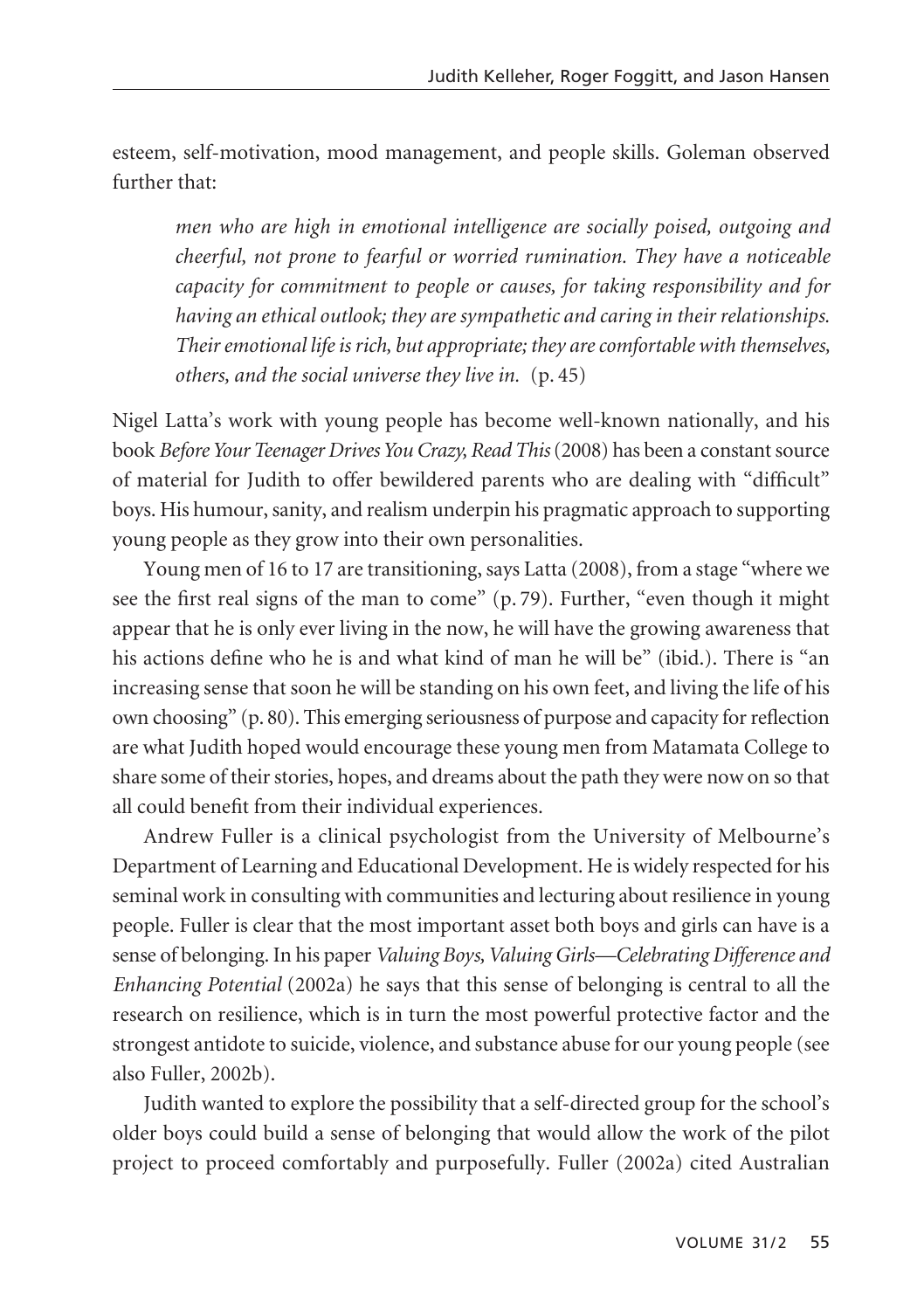esteem, self-motivation, mood management, and people skills. Goleman observed further that:

> *men who are high in emotional intelligence are socially poised, outgoing and cheerful, not prone to fearful or worried rumination. They have a noticeable capacity for commitment to people or causes, for taking responsibility and for having an ethical outlook; they are sympathetic and caring in their relationships. Their emotional life is rich, but appropriate; they are comfortable with themselves, others, and the social universe they live in.* (p. 45)

Nigel Latta's work with young people has become well-known nationally, and his book *Before Your Teenager Drives You Crazy, Read This* (2008) has been a constant source of material for Judith to offer bewildered parents who are dealing with "difficult" boys. His humour, sanity, and realism underpin his pragmatic approach to supporting young people as they grow into their own personalities.

Young men of 16 to 17 are transitioning, says Latta (2008), from a stage "where we see the first real signs of the man to come" (p. 79). Further, "even though it might appear that he is only ever living in the now, he will have the growing awareness that his actions define who he is and what kind of man he will be" (ibid.). There is "an increasing sense that soon he will be standing on his own feet, and living the life of his own choosing" (p. 80). This emerging seriousness of purpose and capacity for reflection are what Judith hoped would encourage these young men from Matamata College to share some of their stories, hopes, and dreams about the path they were now on so that all could benefit from their individual experiences.

Andrew Fuller is a clinical psychologist from the University of Melbourne's Department of Learning and Educational Development. He is widely respected for his seminal work in consulting with communities and lecturing about resilience in young people. Fuller is clear that the most important asset both boys and girls can have is a sense of belonging. In his paper *Valuing Boys, Valuing Girls—Celebrating Difference and Enhancing Potential* (2002a) he says that this sense of belonging is central to all the research on resilience, which is in turn the most powerful protective factor and the strongest antidote to suicide, violence, and substance abuse for our young people (see also Fuller, 2002b).

Judith wanted to explore the possibility that a self-directed group for the school's older boys could build a sense of belonging that would allow the work of the pilot project to proceed comfortably and purposefully. Fuller (2002a) cited Australian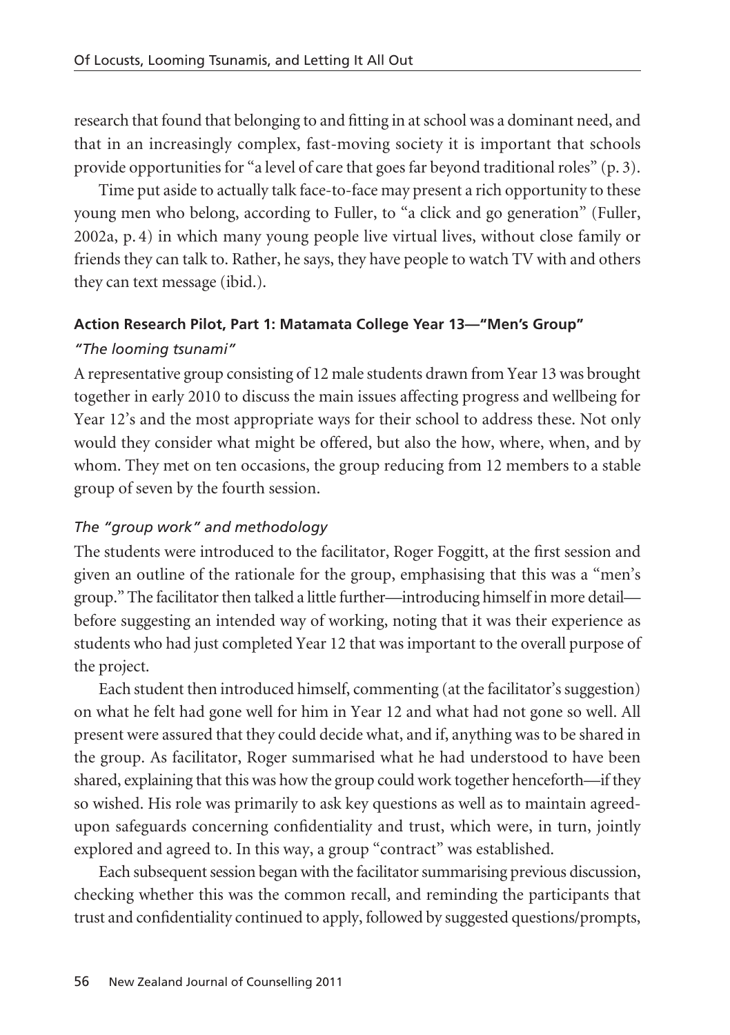research that found that belonging to and fitting in at school was a dominant need, and that in an increasingly complex, fast-moving society it is important that schools provide opportunities for "a level of care that goes far beyond traditional roles" (p. 3).

Time put aside to actually talk face-to-face may present a rich opportunity to these young men who belong, according to Fuller, to "a click and go generation" (Fuller, 2002a, p. 4) in which many young people live virtual lives, without close family or friends they can talk to. Rather, he says, they have people to watch TV with and others they can text message (ibid.).

### Action Research Pilot, Part 1: Matamata College Year 13—"Men's Group"

#### *"The looming tsunami"*

A representative group consisting of 12 male students drawn from Year 13 was brought together in early 2010 to discuss the main issues affecting progress and wellbeing for Year 12's and the most appropriate ways for their school to address these. Not only would they consider what might be offered, but also the how, where, when, and by whom. They met on ten occasions, the group reducing from 12 members to a stable group of seven by the fourth session.

#### *The "group work" and methodology*

The students were introduced to the facilitator, Roger Foggitt, at the first session and given an outline of the rationale for the group, emphasising that this was a "men's group." The facilitator then talked a little further—introducing himself in more detail—before suggesting an intended way of working, noting that it was their experience as students who had just completed Year 12 that was important to the overall purpose of the project.

Each student then introduced himself, commenting (at the facilitator's suggestion) on what he felt had gone well for him in Year 12 and what had not gone so well. All present were assured that they could decide what, and if, anything was to be shared in the group. As facilitator, Roger summarised what he had understood to have been shared, explaining that this was how the group could work together henceforth—if they so wished. His role was primarily to ask key questions as well as to maintain agreed-upon safeguards concerning confidentiality and trust, which were, in turn, jointly explored and agreed to. In this way, a group "contract" was established.

Each subsequent session began with the facilitator summarising previous discussion, checking whether this was the common recall, and reminding the participants that trust and confidentiality continued to apply, followed by suggested questions/prompts,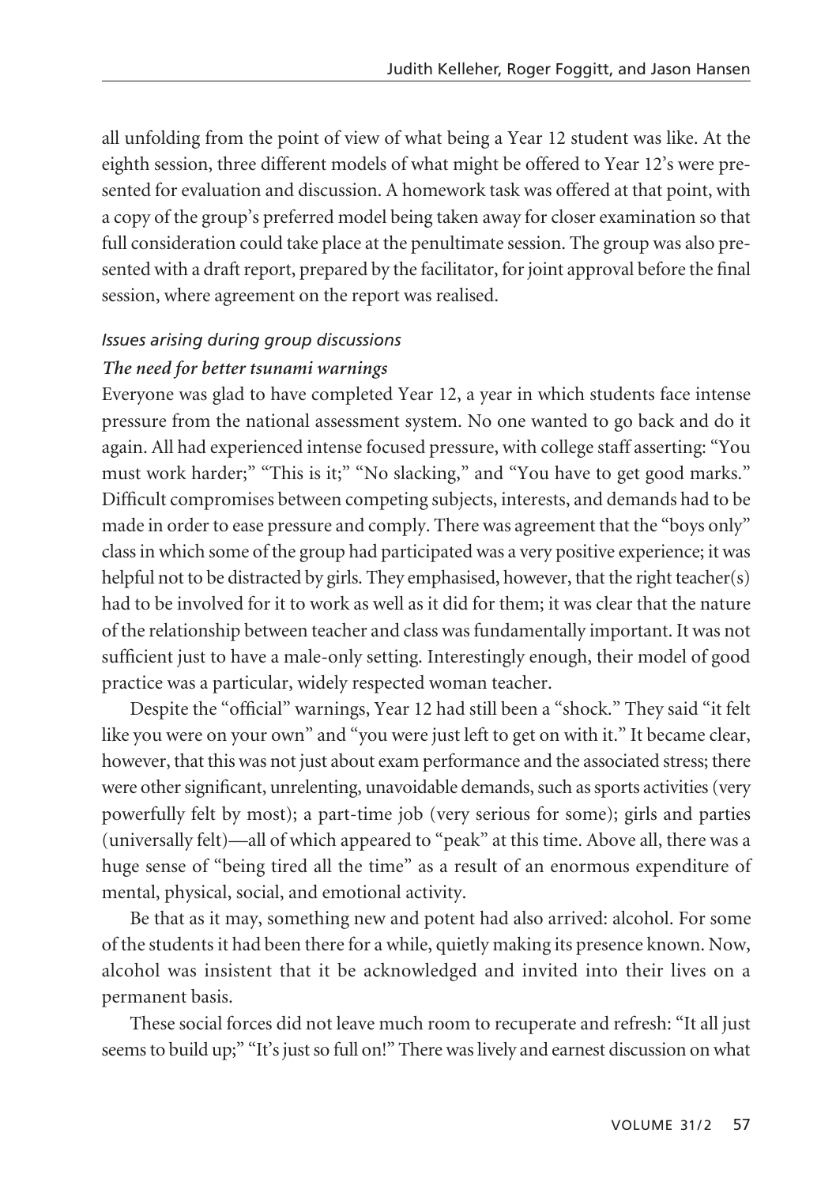all unfolding from the point of view of what being a Year 12 student was like. At the eighth session, three different models of what might be offered to Year 12's were presented for evaluation and discussion. A homework task was offered at that point, with a copy of the group's preferred model being taken away for closer examination so that full consideration could take place at the penultimate session. The group was also presented with a draft report, prepared by the facilitator, for joint approval before the final session, where agreement on the report was realised.

### *Issues arising during group discussions*

#### ***The need for better tsunami warnings***

Everyone was glad to have completed Year 12, a year in which students face intense pressure from the national assessment system. No one wanted to go back and do it again. All had experienced intense focused pressure, with college staff asserting: "You must work harder;" "This is it;" "No slacking," and "You have to get good marks." Difficult compromises between competing subjects, interests, and demands had to be made in order to ease pressure and comply. There was agreement that the "boys only" class in which some of the group had participated was a very positive experience; it was helpful not to be distracted by girls. They emphasised, however, that the right teacher(s) had to be involved for it to work as well as it did for them; it was clear that the nature of the relationship between teacher and class was fundamentally important. It was not sufficient just to have a male-only setting. Interestingly enough, their model of good practice was a particular, widely respected woman teacher.

Despite the "official" warnings, Year 12 had still been a "shock." They said "it felt like you were on your own" and "you were just left to get on with it." It became clear, however, that this was not just about exam performance and the associated stress; there were other significant, unrelenting, unavoidable demands, such as sports activities (very powerfully felt by most); a part-time job (very serious for some); girls and parties (universally felt)—all of which appeared to "peak" at this time. Above all, there was a huge sense of "being tired all the time" as a result of an enormous expenditure of mental, physical, social, and emotional activity.

Be that as it may, something new and potent had also arrived: alcohol. For some of the students it had been there for a while, quietly making its presence known. Now, alcohol was insistent that it be acknowledged and invited into their lives on a permanent basis.

These social forces did not leave much room to recuperate and refresh: "It all just seems to build up;" "It's just so full on!" There was lively and earnest discussion on what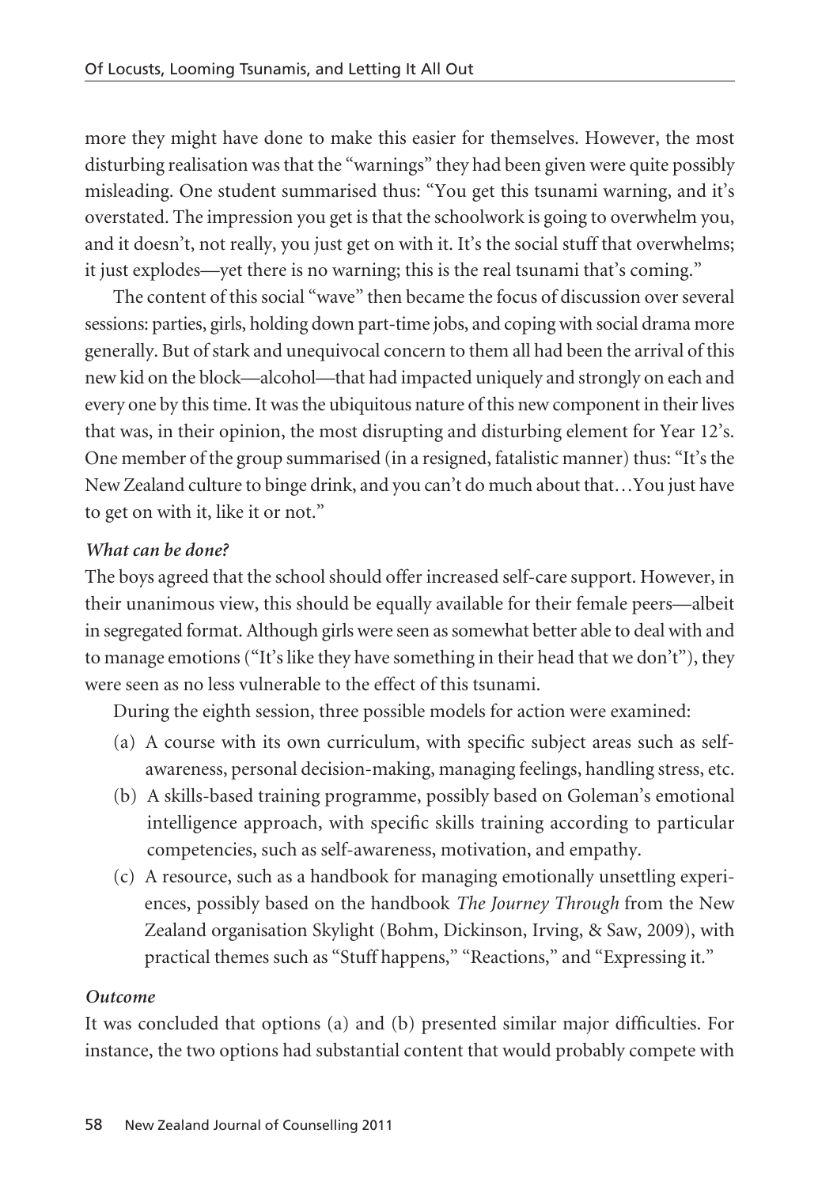more they might have done to make this easier for themselves. However, the most disturbing realisation was that the "warnings" they had been given were quite possibly misleading. One student summarised thus: "You get this tsunami warning, and it's overstated. The impression you get is that the schoolwork is going to overwhelm you, and it doesn't, not really, you just get on with it. It's the social stuff that overwhelms; it just explodes—yet there is no warning; this is the real tsunami that's coming."

The content of this social "wave" then became the focus of discussion over several sessions: parties, girls, holding down part-time jobs, and coping with social drama more generally. But of stark and unequivocal concern to them all had been the arrival of this new kid on the block—alcohol—that had impacted uniquely and strongly on each and every one by this time. It was the ubiquitous nature of this new component in their lives that was, in their opinion, the most disrupting and disturbing element for Year 12's. One member of the group summarised (in a resigned, fatalistic manner) thus: "It's the New Zealand culture to binge drink, and you can't do much about that…You just have to get on with it, like it or not."

***What can be done?***

The boys agreed that the school should offer increased self-care support. However, in their unanimous view, this should be equally available for their female peers—albeit in segregated format. Although girls were seen as somewhat better able to deal with and to manage emotions ("It's like they have something in their head that we don't"), they were seen as no less vulnerable to the effect of this tsunami.

During the eighth session, three possible models for action were examined:

(a) A course with its own curriculum, with specific subject areas such as self-awareness, personal decision-making, managing feelings, handling stress, etc.

(b) A skills-based training programme, possibly based on Goleman's emotional intelligence approach, with specific skills training according to particular competencies, such as self-awareness, motivation, and empathy.

(c) A resource, such as a handbook for managing emotionally unsettling experiences, possibly based on the handbook *The Journey Through* from the New Zealand organisation Skylight (Bohm, Dickinson, Irving, & Saw, 2009), with practical themes such as "Stuff happens," "Reactions," and "Expressing it."

***Outcome***

It was concluded that options (a) and (b) presented similar major difficulties. For instance, the two options had substantial content that would probably compete with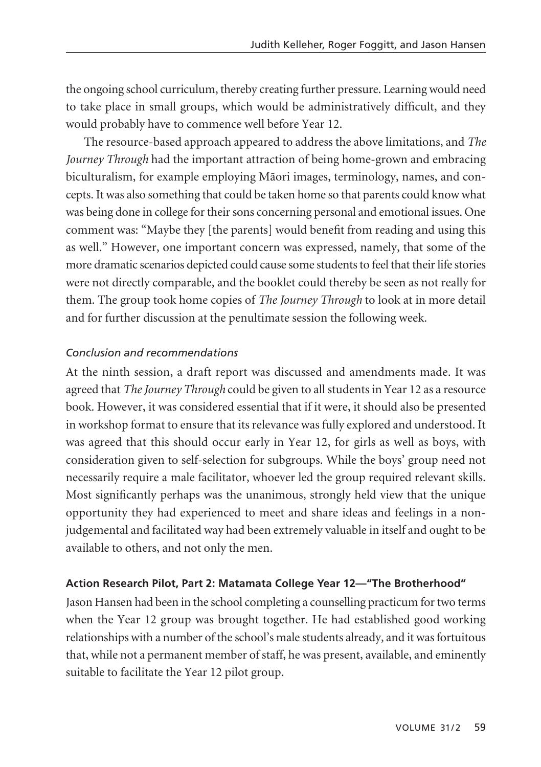the ongoing school curriculum, thereby creating further pressure. Learning would need to take place in small groups, which would be administratively difficult, and they would probably have to commence well before Year 12.

The resource-based approach appeared to address the above limitations, and *The Journey Through* had the important attraction of being home-grown and embracing biculturalism, for example employing Māori images, terminology, names, and concepts. It was also something that could be taken home so that parents could know what was being done in college for their sons concerning personal and emotional issues. One comment was: "Maybe they [the parents] would benefit from reading and using this as well." However, one important concern was expressed, namely, that some of the more dramatic scenarios depicted could cause some students to feel that their life stories were not directly comparable, and the booklet could thereby be seen as not really for them. The group took home copies of *The Journey Through* to look at in more detail and for further discussion at the penultimate session the following week.

#### *Conclusion and recommendations*

At the ninth session, a draft report was discussed and amendments made. It was agreed that *The Journey Through* could be given to all students in Year 12 as a resource book. However, it was considered essential that if it were, it should also be presented in workshop format to ensure that its relevance was fully explored and understood. It was agreed that this should occur early in Year 12, for girls as well as boys, with consideration given to self-selection for subgroups. While the boys' group need not necessarily require a male facilitator, whoever led the group required relevant skills. Most significantly perhaps was the unanimous, strongly held view that the unique opportunity they had experienced to meet and share ideas and feelings in a non-judgemental and facilitated way had been extremely valuable in itself and ought to be available to others, and not only the men.

### **Action Research Pilot, Part 2: Matamata College Year 12—"The Brotherhood"**

Jason Hansen had been in the school completing a counselling practicum for two terms when the Year 12 group was brought together. He had established good working relationships with a number of the school's male students already, and it was fortuitous that, while not a permanent member of staff, he was present, available, and eminently suitable to facilitate the Year 12 pilot group.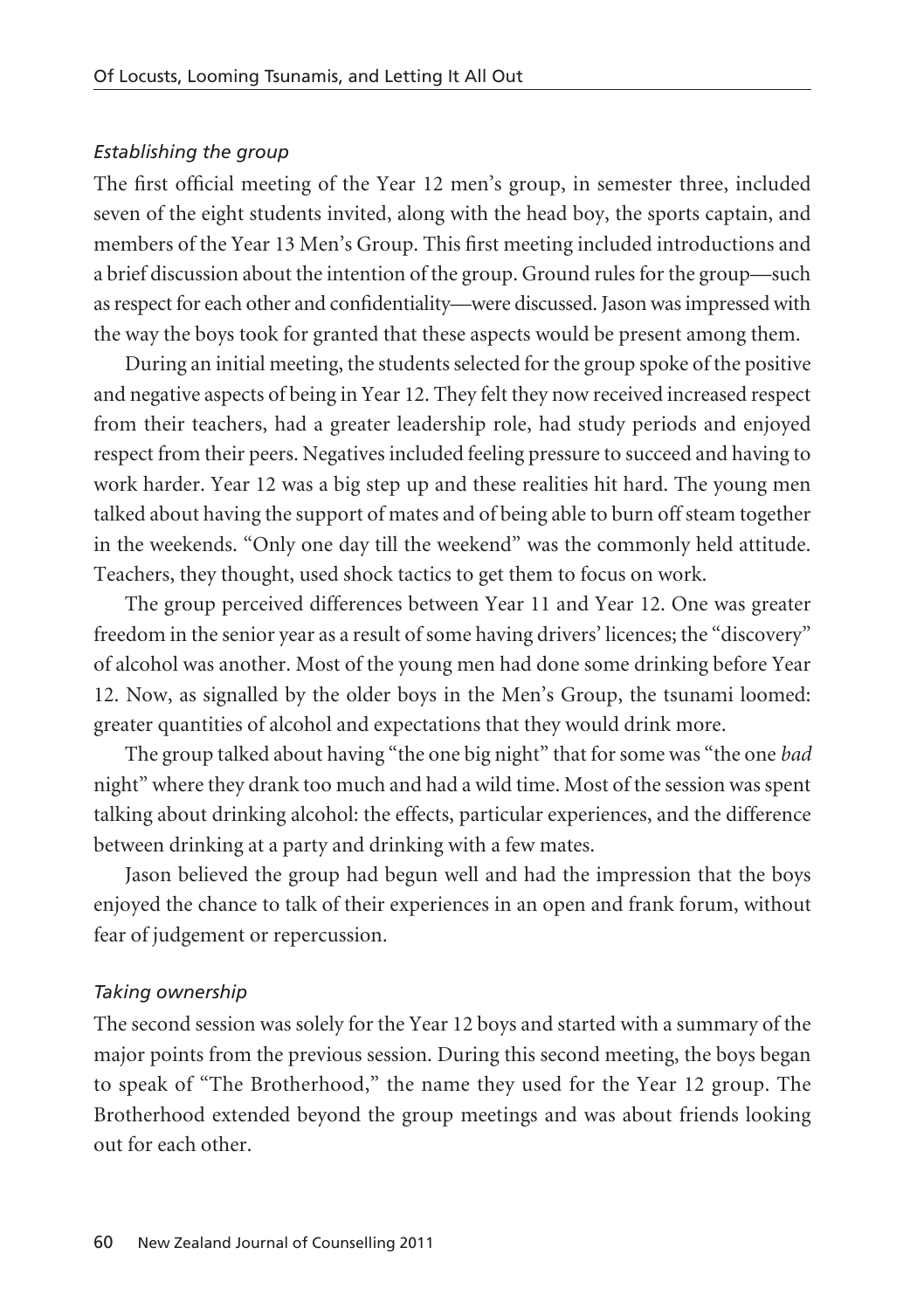*Establishing the group*

The first official meeting of the Year 12 men's group, in semester three, included seven of the eight students invited, along with the head boy, the sports captain, and members of the Year 13 Men's Group. This first meeting included introductions and a brief discussion about the intention of the group. Ground rules for the group—such as respect for each other and confidentiality—were discussed. Jason was impressed with the way the boys took for granted that these aspects would be present among them.

During an initial meeting, the students selected for the group spoke of the positive and negative aspects of being in Year 12. They felt they now received increased respect from their teachers, had a greater leadership role, had study periods and enjoyed respect from their peers. Negatives included feeling pressure to succeed and having to work harder. Year 12 was a big step up and these realities hit hard. The young men talked about having the support of mates and of being able to burn off steam together in the weekends. "Only one day till the weekend" was the commonly held attitude. Teachers, they thought, used shock tactics to get them to focus on work.

The group perceived differences between Year 11 and Year 12. One was greater freedom in the senior year as a result of some having drivers' licences; the "discovery" of alcohol was another. Most of the young men had done some drinking before Year 12. Now, as signalled by the older boys in the Men's Group, the tsunami loomed: greater quantities of alcohol and expectations that they would drink more.

The group talked about having "the one big night" that for some was "the one *bad* night" where they drank too much and had a wild time. Most of the session was spent talking about drinking alcohol: the effects, particular experiences, and the difference between drinking at a party and drinking with a few mates.

Jason believed the group had begun well and had the impression that the boys enjoyed the chance to talk of their experiences in an open and frank forum, without fear of judgement or repercussion.

*Taking ownership*

The second session was solely for the Year 12 boys and started with a summary of the major points from the previous session. During this second meeting, the boys began to speak of "The Brotherhood," the name they used for the Year 12 group. The Brotherhood extended beyond the group meetings and was about friends looking out for each other.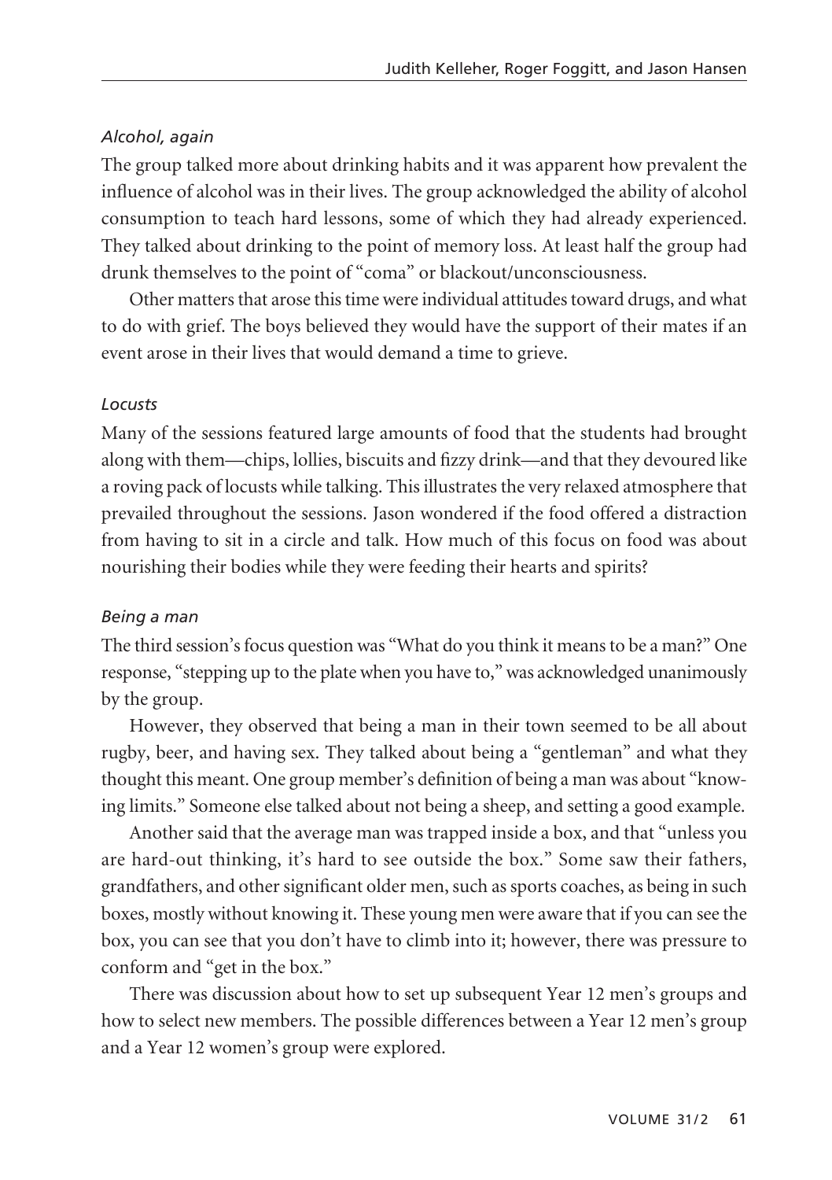*Alcohol, again*

The group talked more about drinking habits and it was apparent how prevalent the influence of alcohol was in their lives. The group acknowledged the ability of alcohol consumption to teach hard lessons, some of which they had already experienced. They talked about drinking to the point of memory loss. At least half the group had drunk themselves to the point of "coma" or blackout/unconsciousness.

Other matters that arose this time were individual attitudes toward drugs, and what to do with grief. The boys believed they would have the support of their mates if an event arose in their lives that would demand a time to grieve.

*Locusts*

Many of the sessions featured large amounts of food that the students had brought along with them—chips, lollies, biscuits and fizzy drink—and that they devoured like a roving pack of locusts while talking. This illustrates the very relaxed atmosphere that prevailed throughout the sessions. Jason wondered if the food offered a distraction from having to sit in a circle and talk. How much of this focus on food was about nourishing their bodies while they were feeding their hearts and spirits?

*Being a man*

The third session's focus question was "What do you think it means to be a man?" One response, "stepping up to the plate when you have to," was acknowledged unanimously by the group.

However, they observed that being a man in their town seemed to be all about rugby, beer, and having sex. They talked about being a "gentleman" and what they thought this meant. One group member's definition of being a man was about "knowing limits." Someone else talked about not being a sheep, and setting a good example.

Another said that the average man was trapped inside a box, and that "unless you are hard-out thinking, it's hard to see outside the box." Some saw their fathers, grandfathers, and other significant older men, such as sports coaches, as being in such boxes, mostly without knowing it. These young men were aware that if you can see the box, you can see that you don't have to climb into it; however, there was pressure to conform and "get in the box."

There was discussion about how to set up subsequent Year 12 men's groups and how to select new members. The possible differences between a Year 12 men's group and a Year 12 women's group were explored.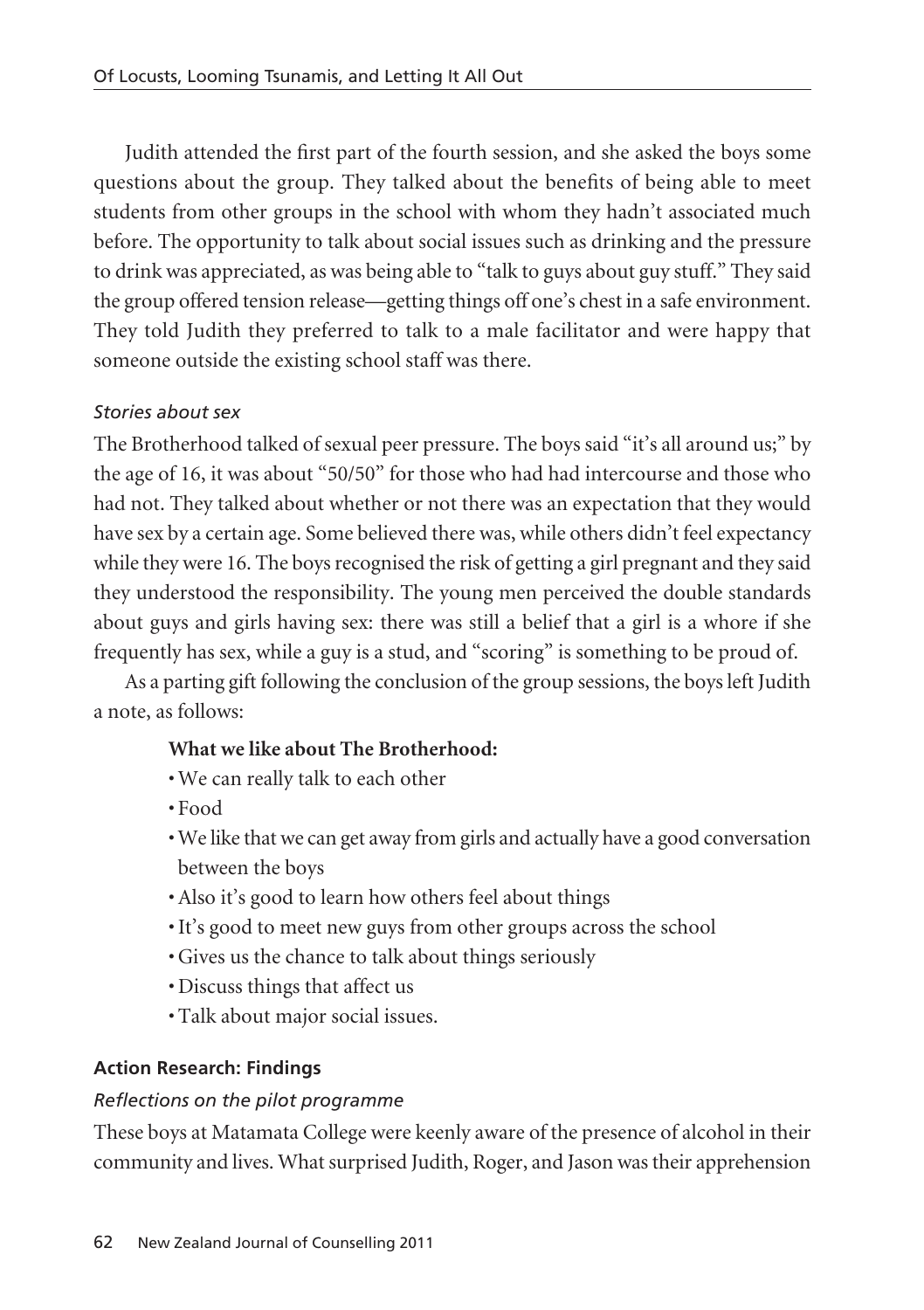Judith attended the first part of the fourth session, and she asked the boys some questions about the group. They talked about the benefits of being able to meet students from other groups in the school with whom they hadn't associated much before. The opportunity to talk about social issues such as drinking and the pressure to drink was appreciated, as was being able to "talk to guys about guy stuff." They said the group offered tension release—getting things off one's chest in a safe environment. They told Judith they preferred to talk to a male facilitator and were happy that someone outside the existing school staff was there.

*Stories about sex*

The Brotherhood talked of sexual peer pressure. The boys said "it's all around us;" by the age of 16, it was about "50/50" for those who had had intercourse and those who had not. They talked about whether or not there was an expectation that they would have sex by a certain age. Some believed there was, while others didn't feel expectancy while they were 16. The boys recognised the risk of getting a girl pregnant and they said they understood the responsibility. The young men perceived the double standards about guys and girls having sex: there was still a belief that a girl is a whore if she frequently has sex, while a guy is a stud, and "scoring" is something to be proud of.

As a parting gift following the conclusion of the group sessions, the boys left Judith a note, as follows:

**What we like about The Brotherhood:**

- We can really talk to each other
- Food
- We like that we can get away from girls and actually have a good conversation between the boys
- Also it's good to learn how others feel about things
- It's good to meet new guys from other groups across the school
- Gives us the chance to talk about things seriously
- Discuss things that affect us
- Talk about major social issues.

**Action Research: Findings**

*Reflections on the pilot programme*

These boys at Matamata College were keenly aware of the presence of alcohol in their community and lives. What surprised Judith, Roger, and Jason was their apprehension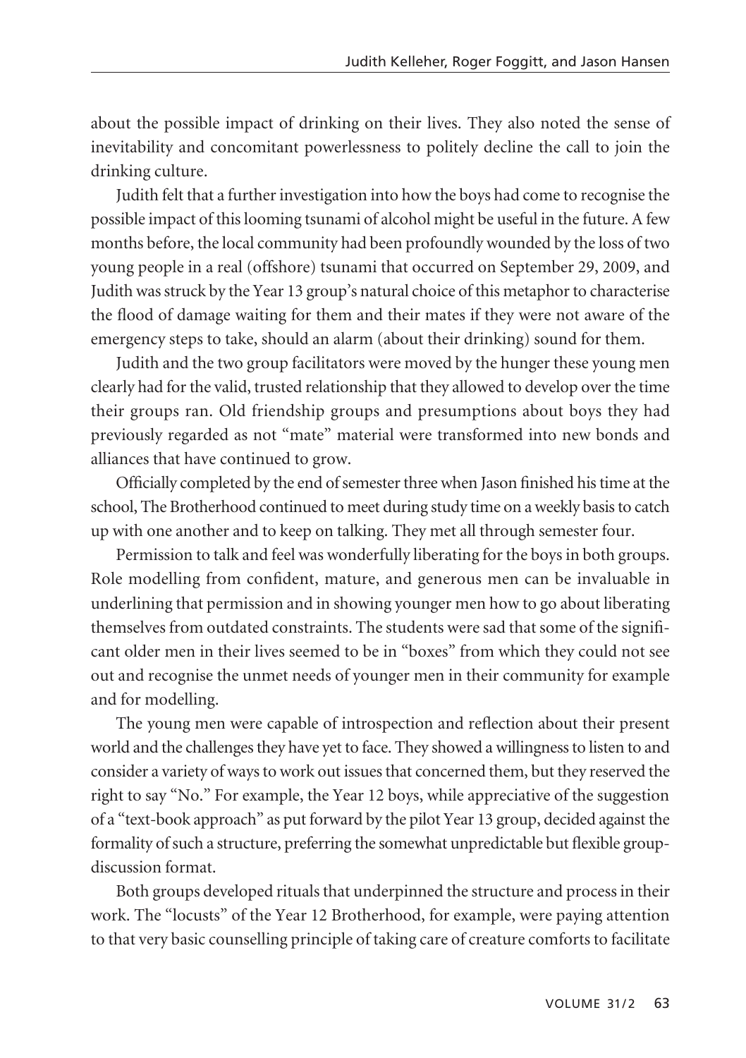about the possible impact of drinking on their lives. They also noted the sense of inevitability and concomitant powerlessness to politely decline the call to join the drinking culture.

Judith felt that a further investigation into how the boys had come to recognise the possible impact of this looming tsunami of alcohol might be useful in the future. A few months before, the local community had been profoundly wounded by the loss of two young people in a real (offshore) tsunami that occurred on September 29, 2009, and Judith was struck by the Year 13 group's natural choice of this metaphor to characterise the flood of damage waiting for them and their mates if they were not aware of the emergency steps to take, should an alarm (about their drinking) sound for them.

Judith and the two group facilitators were moved by the hunger these young men clearly had for the valid, trusted relationship that they allowed to develop over the time their groups ran. Old friendship groups and presumptions about boys they had previously regarded as not "mate" material were transformed into new bonds and alliances that have continued to grow.

Officially completed by the end of semester three when Jason finished his time at the school, The Brotherhood continued to meet during study time on a weekly basis to catch up with one another and to keep on talking. They met all through semester four.

Permission to talk and feel was wonderfully liberating for the boys in both groups. Role modelling from confident, mature, and generous men can be invaluable in underlining that permission and in showing younger men how to go about liberating themselves from outdated constraints. The students were sad that some of the significant older men in their lives seemed to be in "boxes" from which they could not see out and recognise the unmet needs of younger men in their community for example and for modelling.

The young men were capable of introspection and reflection about their present world and the challenges they have yet to face. They showed a willingness to listen to and consider a variety of ways to work out issues that concerned them, but they reserved the right to say "No." For example, the Year 12 boys, while appreciative of the suggestion of a "text-book approach" as put forward by the pilot Year 13 group, decided against the formality of such a structure, preferring the somewhat unpredictable but flexible group-discussion format.

Both groups developed rituals that underpinned the structure and process in their work. The "locusts" of the Year 12 Brotherhood, for example, were paying attention to that very basic counselling principle of taking care of creature comforts to facilitate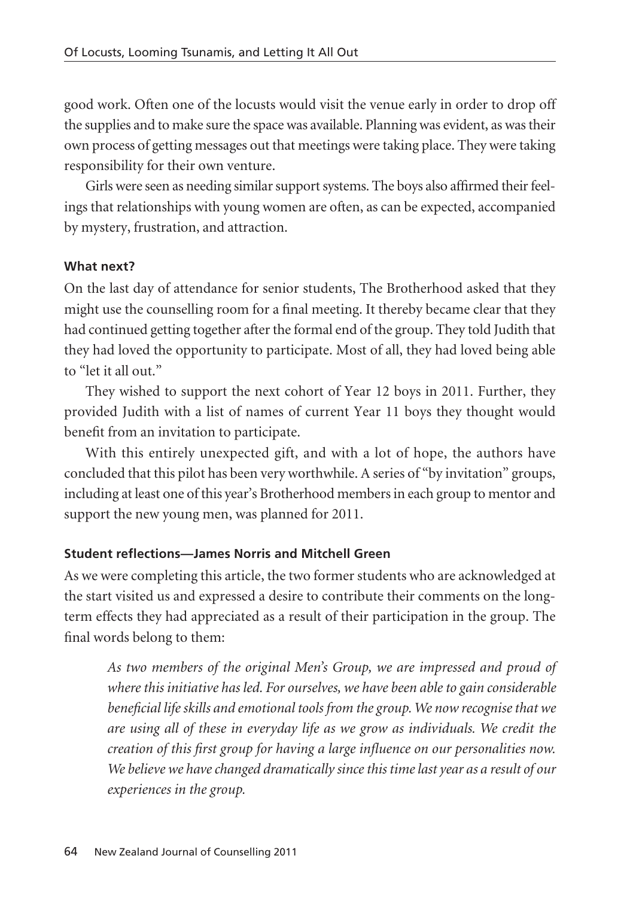good work. Often one of the locusts would visit the venue early in order to drop off the supplies and to make sure the space was available. Planning was evident, as was their own process of getting messages out that meetings were taking place. They were taking responsibility for their own venture.

Girls were seen as needing similar support systems. The boys also affirmed their feelings that relationships with young women are often, as can be expected, accompanied by mystery, frustration, and attraction.

### What next?

On the last day of attendance for senior students, The Brotherhood asked that they might use the counselling room for a final meeting. It thereby became clear that they had continued getting together after the formal end of the group. They told Judith that they had loved the opportunity to participate. Most of all, they had loved being able to "let it all out."

They wished to support the next cohort of Year 12 boys in 2011. Further, they provided Judith with a list of names of current Year 11 boys they thought would benefit from an invitation to participate.

With this entirely unexpected gift, and with a lot of hope, the authors have concluded that this pilot has been very worthwhile. A series of "by invitation" groups, including at least one of this year's Brotherhood members in each group to mentor and support the new young men, was planned for 2011.

### Student reflections—James Norris and Mitchell Green

As we were completing this article, the two former students who are acknowledged at the start visited us and expressed a desire to contribute their comments on the long-term effects they had appreciated as a result of their participation in the group. The final words belong to them:

> *As two members of the original Men's Group, we are impressed and proud of where this initiative has led. For ourselves, we have been able to gain considerable beneficial life skills and emotional tools from the group. We now recognise that we are using all of these in everyday life as we grow as individuals. We credit the creation of this first group for having a large influence on our personalities now. We believe we have changed dramatically since this time last year as a result of our experiences in the group.*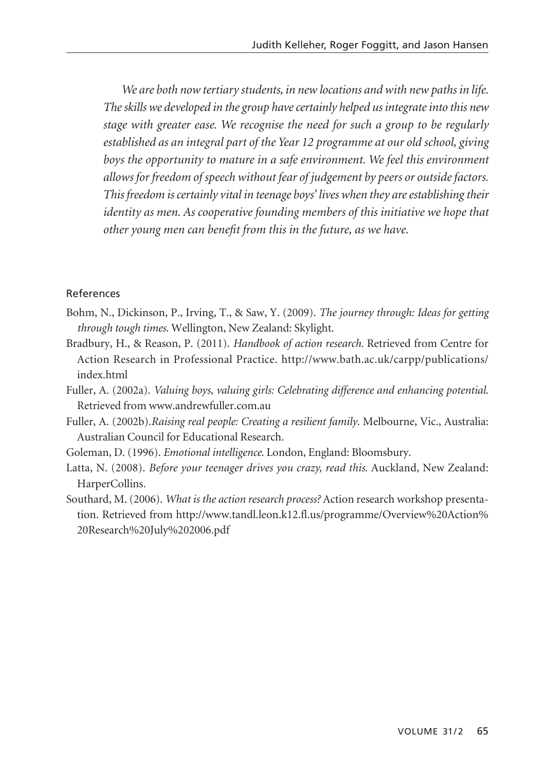*We are both now tertiary students, in new locations and with new paths in life. The skills we developed in the group have certainly helped us integrate into this new stage with greater ease. We recognise the need for such a group to be regularly established as an integral part of the Year 12 programme at our old school, giving boys the opportunity to mature in a safe environment. We feel this environment allows for freedom of speech without fear of judgement by peers or outside factors. This freedom is certainly vital in teenage boys' lives when they are establishing their identity as men. As cooperative founding members of this initiative we hope that other young men can benefit from this in the future, as we have.*

## References

Bohm, N., Dickinson, P., Irving, T., & Saw, Y. (2009). *The journey through: Ideas for getting through tough times.* Wellington, New Zealand: Skylight.

Bradbury, H., & Reason, P. (2011). *Handbook of action research.* Retrieved from Centre for Action Research in Professional Practice. http://www.bath.ac.uk/carpp/publications/index.html

Fuller, A. (2002a). *Valuing boys, valuing girls: Celebrating difference and enhancing potential.* Retrieved from www.andrewfuller.com.au

Fuller, A. (2002b).*Raising real people: Creating a resilient family*. Melbourne, Vic., Australia: Australian Council for Educational Research.

Goleman, D. (1996). *Emotional intelligence.* London, England: Bloomsbury.

Latta, N. (2008). *Before your teenager drives you crazy, read this.* Auckland, New Zealand: HarperCollins.

Southard, M. (2006). *What is the action research process?* Action research workshop presentation. Retrieved from http://www.tandl.leon.k12.fl.us/programme/Overview%20Action%20Research%20July%202006.pdf